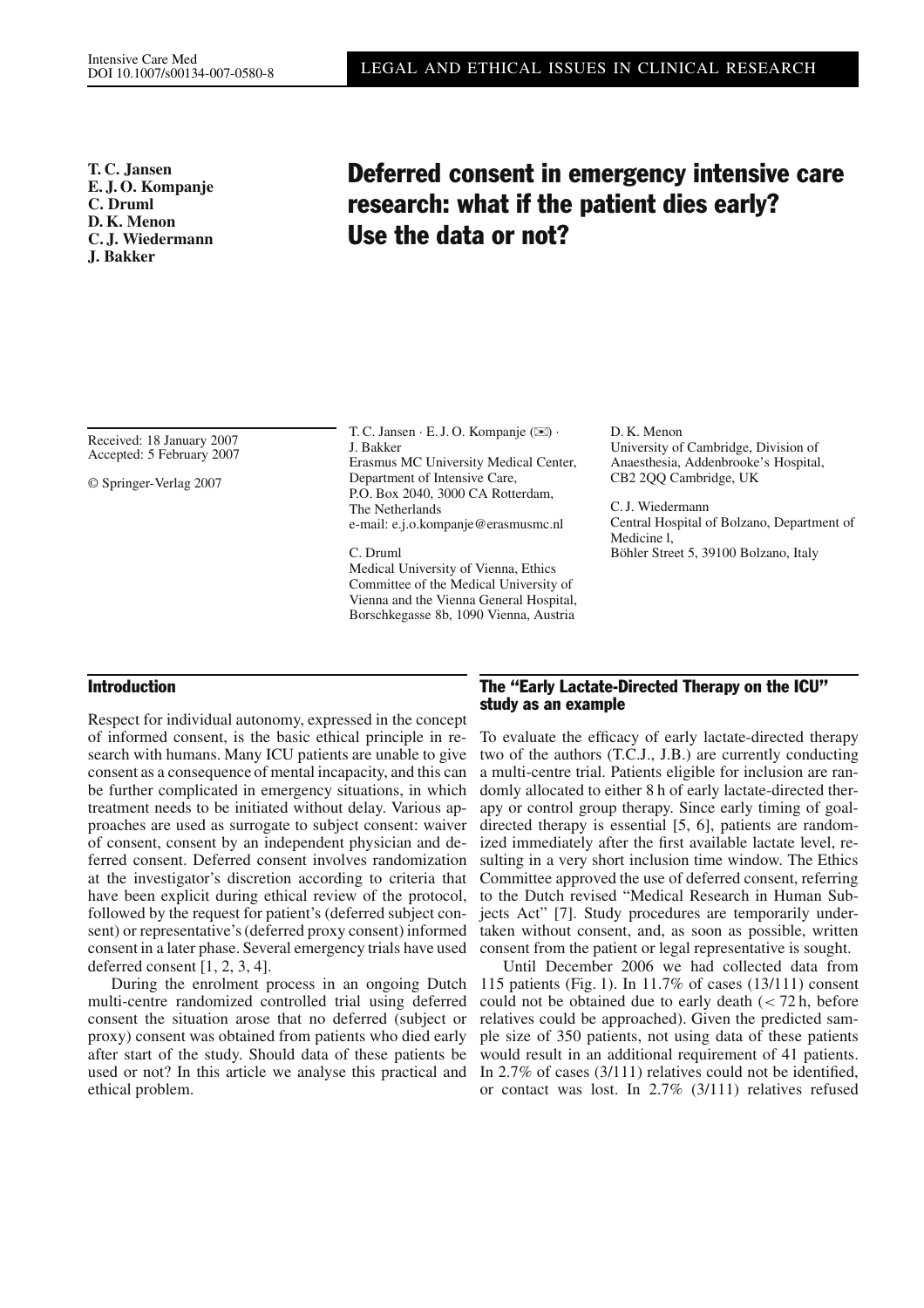Intensive Care Med
DOI 10.1007/s00134-007-0580-8

LEGAL AND ETHICAL ISSUES IN CLINICAL RESEARCH

**T. C. Jansen**
**E. J. O. Kompanje**
**C. Druml**
**D. K. Menon**
**C. J. Wiedermann**
**J. Bakker**

# Deferred consent in emergency intensive care research: what if the patient dies early? Use the data or not?

Received: 18 January 2007
Accepted: 5 February 2007

© Springer-Verlag 2007

T. C. Jansen · E. J. O. Kompanje (✉) · J. Bakker
Erasmus MC University Medical Center, Department of Intensive Care, P.O. Box 2040, 3000 CA Rotterdam, The Netherlands
e-mail: e.j.o.kompanje@erasmusmc.nl

C. Druml
Medical University of Vienna, Ethics Committee of the Medical University of Vienna and the Vienna General Hospital, Borschkegasse 8b, 1090 Vienna, Austria

D. K. Menon
University of Cambridge, Division of Anaesthesia, Addenbrooke's Hospital, CB2 2QQ Cambridge, UK

C. J. Wiedermann
Central Hospital of Bolzano, Department of Medicine l, Böhler Street 5, 39100 Bolzano, Italy

## Introduction

Respect for individual autonomy, expressed in the concept of informed consent, is the basic ethical principle in research with humans. Many ICU patients are unable to give consent as a consequence of mental incapacity, and this can be further complicated in emergency situations, in which treatment needs to be initiated without delay. Various approaches are used as surrogate to subject consent: waiver of consent, consent by an independent physician and deferred consent. Deferred consent involves randomization at the investigator's discretion according to criteria that have been explicit during ethical review of the protocol, followed by the request for patient's (deferred subject consent) or representative's (deferred proxy consent) informed consent in a later phase. Several emergency trials have used deferred consent [1, 2, 3, 4].

During the enrolment process in an ongoing Dutch multi-centre randomized controlled trial using deferred consent the situation arose that no deferred (subject or proxy) consent was obtained from patients who died early after start of the study. Should data of these patients be used or not? In this article we analyse this practical and ethical problem.

## The "Early Lactate-Directed Therapy on the ICU" study as an example

To evaluate the efficacy of early lactate-directed therapy two of the authors (T.C.J., J.B.) are currently conducting a multi-centre trial. Patients eligible for inclusion are randomly allocated to either 8 h of early lactate-directed therapy or control group therapy. Since early timing of goal-directed therapy is essential [5, 6], patients are randomized immediately after the first available lactate level, resulting in a very short inclusion time window. The Ethics Committee approved the use of deferred consent, referring to the Dutch revised "Medical Research in Human Subjects Act" [7]. Study procedures are temporarily undertaken without consent, and, as soon as possible, written consent from the patient or legal representative is sought.

Until December 2006 we had collected data from 115 patients (Fig. 1). In 11.7% of cases (13/111) consent could not be obtained due to early death ($< 72$ h, before relatives could be approached). Given the predicted sample size of 350 patients, not using data of these patients would result in an additional requirement of 41 patients. In 2.7% of cases (3/111) relatives could not be identified, or contact was lost. In 2.7% (3/111) relatives refused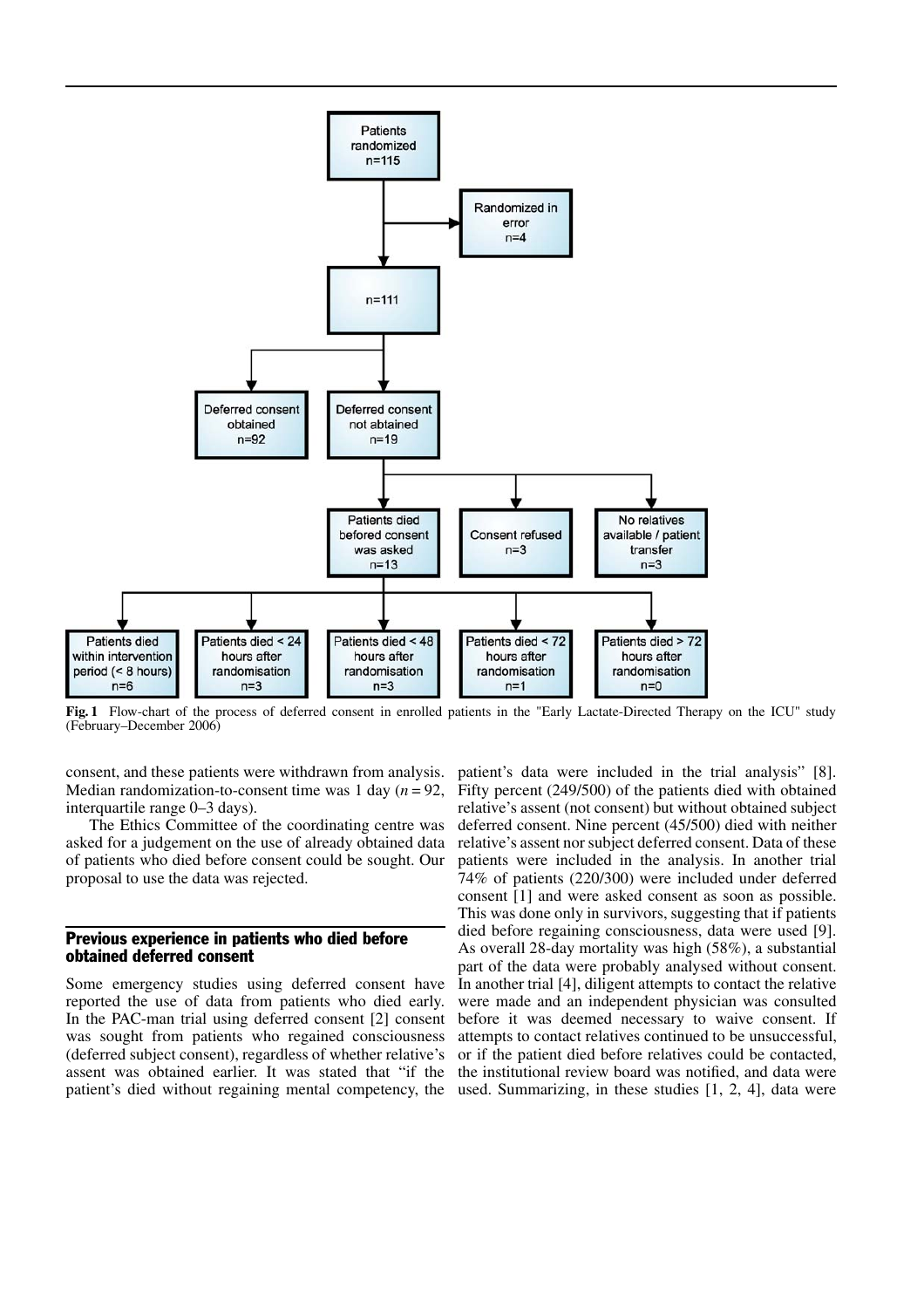**Fig. 1** Flow-chart of the process of deferred consent in enrolled patients in the "Early Lactate-Directed Therapy on the ICU" study (February–December 2006)

consent, and these patients were withdrawn from analysis. Median randomization-to-consent time was 1 day ($n = 92$, interquartile range 0–3 days).

The Ethics Committee of the coordinating centre was asked for a judgement on the use of already obtained data of patients who died before consent could be sought. Our proposal to use the data was rejected.

## Previous experience in patients who died before obtained deferred consent

Some emergency studies using deferred consent have reported the use of data from patients who died early. In the PAC-man trial using deferred consent [2] consent was sought from patients who regained consciousness (deferred subject consent), regardless of whether relative's assent was obtained earlier. It was stated that "if the patient's died without regaining mental competency, the patient's data were included in the trial analysis" [8]. Fifty percent (249/500) of the patients died with obtained relative's assent (not consent) but without obtained subject deferred consent. Nine percent (45/500) died with neither relative's assent nor subject deferred consent. Data of these patients were included in the analysis. In another trial 74% of patients (220/300) were included under deferred consent [1] and were asked consent as soon as possible. This was done only in survivors, suggesting that if patients died before regaining consciousness, data were used [9]. As overall 28-day mortality was high (58%), a substantial part of the data were probably analysed without consent. In another trial [4], diligent attempts to contact the relative were made and an independent physician was consulted before it was deemed necessary to waive consent. If attempts to contact relatives continued to be unsuccessful, or if the patient died before relatives could be contacted, the institutional review board was notified, and data were used. Summarizing, in these studies [1, 2, 4], data were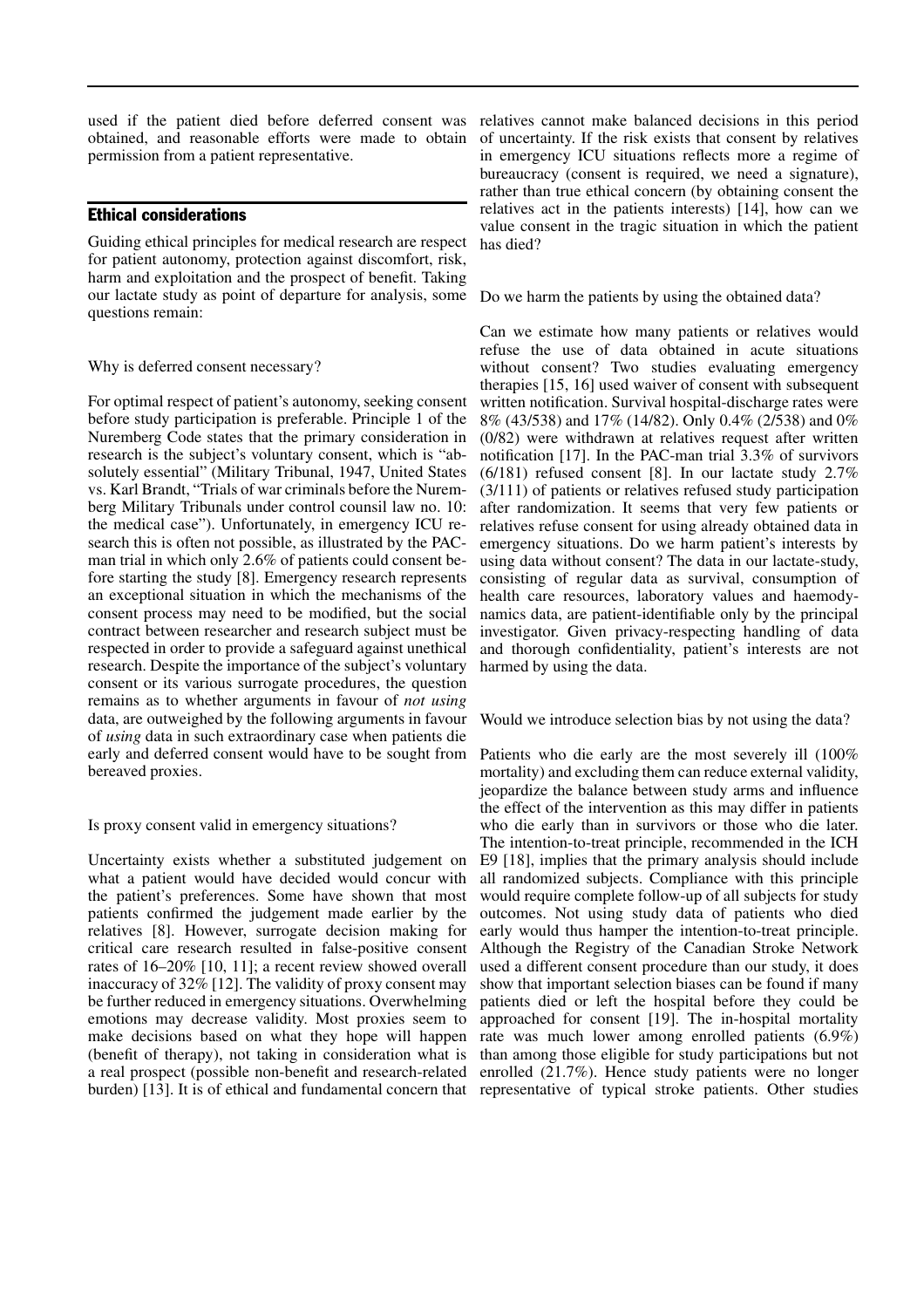used if the patient died before deferred consent was obtained, and reasonable efforts were made to obtain permission from a patient representative.

## Ethical considerations

Guiding ethical principles for medical research are respect for patient autonomy, protection against discomfort, risk, harm and exploitation and the prospect of benefit. Taking our lactate study as point of departure for analysis, some questions remain:

### Why is deferred consent necessary?

For optimal respect of patient's autonomy, seeking consent before study participation is preferable. Principle 1 of the Nuremberg Code states that the primary consideration in research is the subject's voluntary consent, which is "absolutely essential" (Military Tribunal, 1947, United States vs. Karl Brandt, "Trials of war criminals before the Nuremberg Military Tribunals under control counsil law no. 10: the medical case"). Unfortunately, in emergency ICU research this is often not possible, as illustrated by the PAC-man trial in which only 2.6% of patients could consent before starting the study [8]. Emergency research represents an exceptional situation in which the mechanisms of the consent process may need to be modified, but the social contract between researcher and research subject must be respected in order to provide a safeguard against unethical research. Despite the importance of the subject's voluntary consent or its various surrogate procedures, the question remains as to whether arguments in favour of *not using* data, are outweighed by the following arguments in favour of *using* data in such extraordinary case when patients die early and deferred consent would have to be sought from bereaved proxies.

### Is proxy consent valid in emergency situations?

Uncertainty exists whether a substituted judgement on what a patient would have decided would concur with the patient's preferences. Some have shown that most patients confirmed the judgement made earlier by the relatives [8]. However, surrogate decision making for critical care research resulted in false-positive consent rates of 16–20% [10, 11]; a recent review showed overall inaccuracy of 32% [12]. The validity of proxy consent may be further reduced in emergency situations. Overwhelming emotions may decrease validity. Most proxies seem to make decisions based on what they hope will happen (benefit of therapy), not taking in consideration what is a real prospect (possible non-benefit and research-related burden) [13]. It is of ethical and fundamental concern that relatives cannot make balanced decisions in this period of uncertainty. If the risk exists that consent by relatives in emergency ICU situations reflects more a regime of bureaucracy (consent is required, we need a signature), rather than true ethical concern (by obtaining consent the relatives act in the patients interests) [14], how can we value consent in the tragic situation in which the patient has died?

### Do we harm the patients by using the obtained data?

Can we estimate how many patients or relatives would refuse the use of data obtained in acute situations without consent? Two studies evaluating emergency therapies [15, 16] used waiver of consent with subsequent written notification. Survival hospital-discharge rates were 8% (43/538) and 17% (14/82). Only 0.4% (2/538) and 0% (0/82) were withdrawn at relatives request after written notification [17]. In the PAC-man trial 3.3% of survivors (6/181) refused consent [8]. In our lactate study 2.7% (3/111) of patients or relatives refused study participation after randomization. It seems that very few patients or relatives refuse consent for using already obtained data in emergency situations. Do we harm patient's interests by using data without consent? The data in our lactate-study, consisting of regular data as survival, consumption of health care resources, laboratory values and haemodynamics data, are patient-identifiable only by the principal investigator. Given privacy-respecting handling of data and thorough confidentiality, patient's interests are not harmed by using the data.

### Would we introduce selection bias by not using the data?

Patients who die early are the most severely ill (100% mortality) and excluding them can reduce external validity, jeopardize the balance between study arms and influence the effect of the intervention as this may differ in patients who die early than in survivors or those who die later. The intention-to-treat principle, recommended in the ICH E9 [18], implies that the primary analysis should include all randomized subjects. Compliance with this principle would require complete follow-up of all subjects for study outcomes. Not using study data of patients who died early would thus hamper the intention-to-treat principle. Although the Registry of the Canadian Stroke Network used a different consent procedure than our study, it does show that important selection biases can be found if many patients died or left the hospital before they could be approached for consent [19]. The in-hospital mortality rate was much lower among enrolled patients (6.9%) than among those eligible for study participations but not enrolled (21.7%). Hence study patients were no longer representative of typical stroke patients. Other studies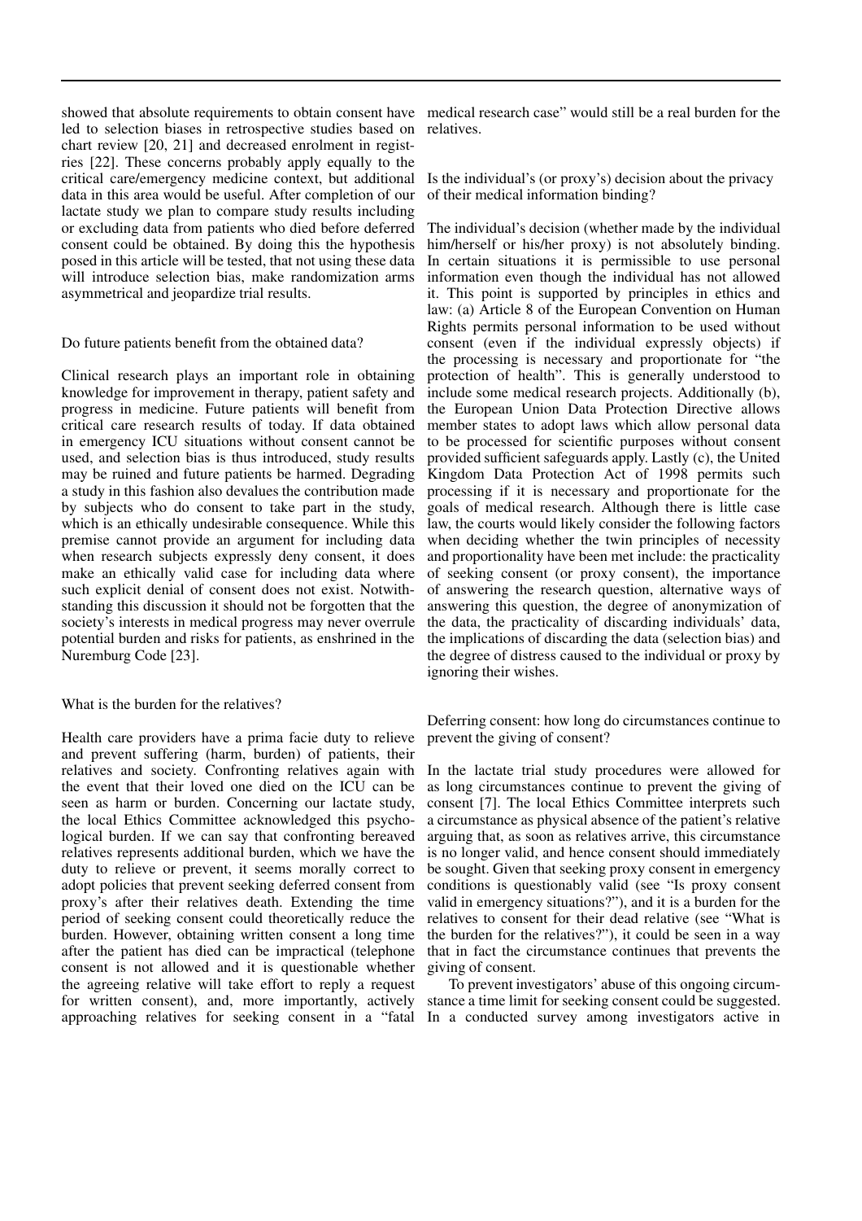showed that absolute requirements to obtain consent have led to selection biases in retrospective studies based on chart review [20, 21] and decreased enrolment in registries [22]. These concerns probably apply equally to the critical care/emergency medicine context, but additional data in this area would be useful. After completion of our lactate study we plan to compare study results including or excluding data from patients who died before deferred consent could be obtained. By doing this the hypothesis posed in this article will be tested, that not using these data will introduce selection bias, make randomization arms asymmetrical and jeopardize trial results.

## Do future patients benefit from the obtained data?

Clinical research plays an important role in obtaining knowledge for improvement in therapy, patient safety and progress in medicine. Future patients will benefit from critical care research results of today. If data obtained in emergency ICU situations without consent cannot be used, and selection bias is thus introduced, study results may be ruined and future patients be harmed. Degrading a study in this fashion also devalues the contribution made by subjects who do consent to take part in the study, which is an ethically undesirable consequence. While this premise cannot provide an argument for including data when research subjects expressly deny consent, it does make an ethically valid case for including data where such explicit denial of consent does not exist. Notwithstanding this discussion it should not be forgotten that the society's interests in medical progress may never overrule potential burden and risks for patients, as enshrined in the Nuremburg Code [23].

## What is the burden for the relatives?

Health care providers have a prima facie duty to relieve and prevent suffering (harm, burden) of patients, their relatives and society. Confronting relatives again with the event that their loved one died on the ICU can be seen as harm or burden. Concerning our lactate study, the local Ethics Committee acknowledged this psychological burden. If we can say that confronting bereaved relatives represents additional burden, which we have the duty to relieve or prevent, it seems morally correct to adopt policies that prevent seeking deferred consent from proxy's after their relatives death. Extending the time period of seeking consent could theoretically reduce the burden. However, obtaining written consent a long time after the patient has died can be impractical (telephone consent is not allowed and it is questionable whether the agreeing relative will take effort to reply a request for written consent), and, more importantly, actively approaching relatives for seeking consent in a "fatal medical research case" would still be a real burden for the relatives.

## Is the individual's (or proxy's) decision about the privacy of their medical information binding?

The individual's decision (whether made by the individual him/herself or his/her proxy) is not absolutely binding. In certain situations it is permissible to use personal information even though the individual has not allowed it. This point is supported by principles in ethics and law: (a) Article 8 of the European Convention on Human Rights permits personal information to be used without consent (even if the individual expressly objects) if the processing is necessary and proportionate for "the protection of health". This is generally understood to include some medical research projects. Additionally (b), the European Union Data Protection Directive allows member states to adopt laws which allow personal data to be processed for scientific purposes without consent provided sufficient safeguards apply. Lastly (c), the United Kingdom Data Protection Act of 1998 permits such processing if it is necessary and proportionate for the goals of medical research. Although there is little case law, the courts would likely consider the following factors when deciding whether the twin principles of necessity and proportionality have been met include: the practicality of seeking consent (or proxy consent), the importance of answering the research question, alternative ways of answering this question, the degree of anonymization of the data, the practicality of discarding individuals' data, the implications of discarding the data (selection bias) and the degree of distress caused to the individual or proxy by ignoring their wishes.

## Deferring consent: how long do circumstances continue to prevent the giving of consent?

In the lactate trial study procedures were allowed for as long circumstances continue to prevent the giving of consent [7]. The local Ethics Committee interprets such a circumstance as physical absence of the patient's relative arguing that, as soon as relatives arrive, this circumstance is no longer valid, and hence consent should immediately be sought. Given that seeking proxy consent in emergency conditions is questionably valid (see "Is proxy consent valid in emergency situations?"), and it is a burden for the relatives to consent for their dead relative (see "What is the burden for the relatives?"), it could be seen in a way that in fact the circumstance continues that prevents the giving of consent.

To prevent investigators' abuse of this ongoing circumstance a time limit for seeking consent could be suggested. In a conducted survey among investigators active in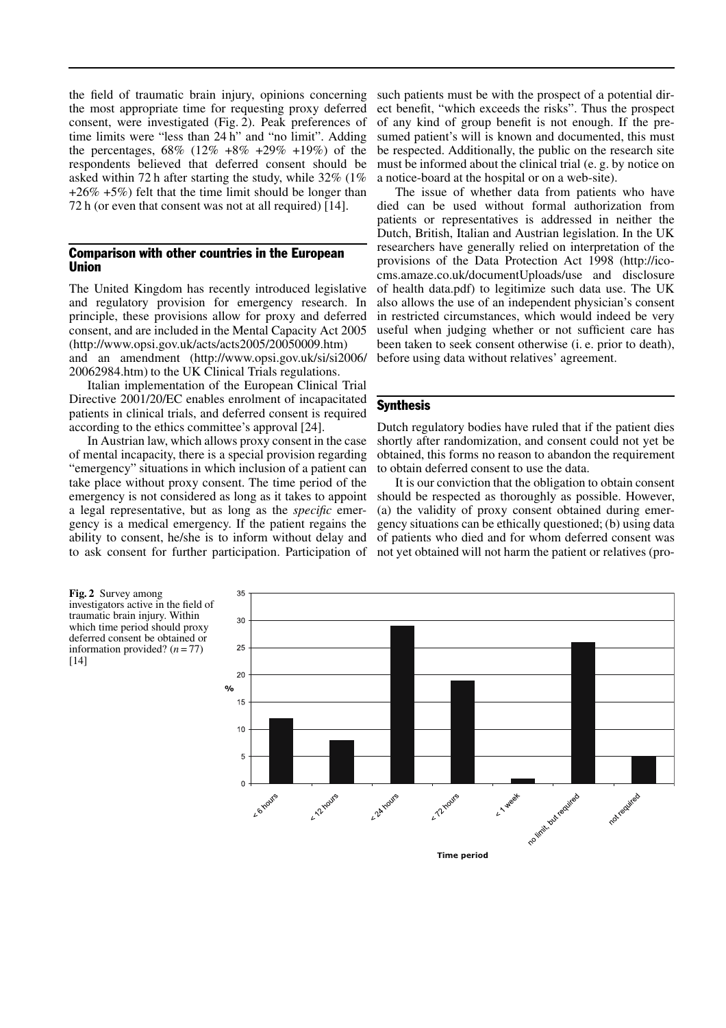the field of traumatic brain injury, opinions concerning the most appropriate time for requesting proxy deferred consent, were investigated (Fig. 2). Peak preferences of time limits were "less than 24 h" and "no limit". Adding the percentages, 68% (12% +8% +29% +19%) of the respondents believed that deferred consent should be asked within 72 h after starting the study, while 32% (1% +26% +5%) felt that the time limit should be longer than 72 h (or even that consent was not at all required) [14].

## Comparison with other countries in the European Union

The United Kingdom has recently introduced legislative and regulatory provision for emergency research. In principle, these provisions allow for proxy and deferred consent, and are included in the Mental Capacity Act 2005 (http://www.opsi.gov.uk/acts/acts2005/20050009.htm) and an amendment (http://www.opsi.gov.uk/si/si2006/20062984.htm) to the UK Clinical Trials regulations.

Italian implementation of the European Clinical Trial Directive 2001/20/EC enables enrolment of incapacitated patients in clinical trials, and deferred consent is required according to the ethics committee's approval [24].

In Austrian law, which allows proxy consent in the case of mental incapacity, there is a special provision regarding "emergency" situations in which inclusion of a patient can take place without proxy consent. The time period of the emergency is not considered as long as it takes to appoint a legal representative, but as long as the *specific* emergency is a medical emergency. If the patient regains the ability to consent, he/she is to inform without delay and to ask consent for further participation. Participation of such patients must be with the prospect of a potential direct benefit, "which exceeds the risks". Thus the prospect of any kind of group benefit is not enough. If the presumed patient's will is known and documented, this must be respected. Additionally, the public on the research site must be informed about the clinical trial (e. g. by notice on a notice-board at the hospital or on a web-site).

The issue of whether data from patients who have died can be used without formal authorization from patients or representatives is addressed in neither the Dutch, British, Italian and Austrian legislation. In the UK researchers have generally relied on interpretation of the provisions of the Data Protection Act 1998 (http://ico-cms.amaze.co.uk/documentUploads/use and disclosure of health data.pdf) to legitimize such data use. The UK also allows the use of an independent physician's consent in restricted circumstances, which would indeed be very useful when judging whether or not sufficient care has been taken to seek consent otherwise (i. e. prior to death), before using data without relatives' agreement.

## Synthesis

Dutch regulatory bodies have ruled that if the patient dies shortly after randomization, and consent could not yet be obtained, this forms no reason to abandon the requirement to obtain deferred consent to use the data.

It is our conviction that the obligation to obtain consent should be respected as thoroughly as possible. However, (a) the validity of proxy consent obtained during emergency situations can be ethically questioned; (b) using data of patients who died and for whom deferred consent was not yet obtained will not harm the patient or relatives (pro-

35
30
25
20
%
15
10
5
0
< 6 hours
< 12 hours
< 24 hours
< 72 hours
< 1 week
no limit, but required
not required
Time period

**Fig. 2** Survey among investigators active in the field of traumatic brain injury. Within which time period should proxy deferred consent be obtained or information provided? ($n = 77$) [14]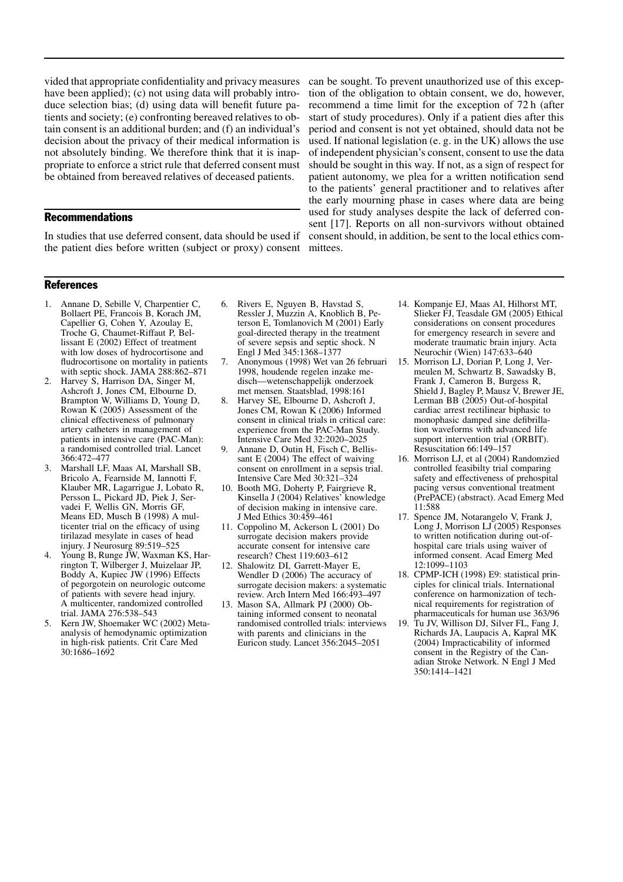vided that appropriate confidentiality and privacy measures have been applied); (c) not using data will probably introduce selection bias; (d) using data will benefit future patients and society; (e) confronting bereaved relatives to obtain consent is an additional burden; and (f) an individual's decision about the privacy of their medical information is not absolutely binding. We therefore think that it is inappropriate to enforce a strict rule that deferred consent must be obtained from bereaved relatives of deceased patients.

## Recommendations

In studies that use deferred consent, data should be used if the patient dies before written (subject or proxy) consent can be sought. To prevent unauthorized use of this exception of the obligation to obtain consent, we do, however, recommend a time limit for the exception of 72 h (after start of study procedures). Only if a patient dies after this period and consent is not yet obtained, should data not be used. If national legislation (e. g. in the UK) allows the use of independent physician's consent, consent to use the data should be sought in this way. If not, as a sign of respect for patient autonomy, we plea for a written notification send to the patients' general practitioner and to relatives after the early mourning phase in cases where data are being used for study analyses despite the lack of deferred consent [17]. Reports on all non-survivors without obtained consent should, in addition, be sent to the local ethics committees.

## References

1. Annane D, Sebille V, Charpentier C, Bollaert PE, Francois B, Korach JM, Capellier G, Cohen Y, Azoulay E, Troche G, Chaumet-Riffaut P, Bellissant E (2002) Effect of treatment with low doses of hydrocortisone and fludrocortisone on mortality in patients with septic shock. JAMA 288:862–871
2. Harvey S, Harrison DA, Singer M, Ashcroft J, Jones CM, Elbourne D, Brampton W, Williams D, Young D, Rowan K (2005) Assessment of the clinical effectiveness of pulmonary artery catheters in management of patients in intensive care (PAC-Man): a randomised controlled trial. Lancet 366:472–477
3. Marshall LF, Maas AI, Marshall SB, Bricolo A, Fearnside M, Iannotti F, Klauber MR, Lagarrigue J, Lobato R, Persson L, Pickard JD, Piek J, Servadei F, Wellis GN, Morris GF, Means ED, Musch B (1998) A multicenter trial on the efficacy of using tirilazad mesylate in cases of head injury. J Neurosurg 89:519–525
4. Young B, Runge JW, Waxman KS, Harrington T, Wilberger J, Muizelaar JP, Boddy A, Kupiec JW (1996) Effects of pegorgotein on neurologic outcome of patients with severe head injury. A multicenter, randomized controlled trial. JAMA 276:538–543
5. Kern JW, Shoemaker WC (2002) Meta-analysis of hemodynamic optimization in high-risk patients. Crit Care Med 30:1686–1692
6. Rivers E, Nguyen B, Havstad S, Ressler J, Muzzin A, Knoblich B, Peterson E, Tomlanovich M (2001) Early goal-directed therapy in the treatment of severe sepsis and septic shock. N Engl J Med 345:1368–1377
7. Anonymous (1998) Wet van 26 februari 1998, houdende regelen inzake medisch—wetenschappelijk onderzoek met mensen. Staatsblad, 1998:161
8. Harvey SE, Elbourne D, Ashcroft J, Jones CM, Rowan K (2006) Informed consent in clinical trials in critical care: experience from the PAC-Man Study. Intensive Care Med 32:2020–2025
9. Annane D, Outin H, Fisch C, Bellissant E (2004) The effect of waiving consent on enrollment in a sepsis trial. Intensive Care Med 30:321–324
10. Booth MG, Doherty P, Fairgrieve R, Kinsella J (2004) Relatives' knowledge of decision making in intensive care. J Med Ethics 30:459–461
11. Coppolino M, Ackerson L (2001) Do surrogate decision makers provide accurate consent for intensive care research? Chest 119:603–612
12. Shalowitz DI, Garrett-Mayer E, Wendler D (2006) The accuracy of surrogate decision makers: a systematic review. Arch Intern Med 166:493–497
13. Mason SA, Allmark PJ (2000) Obtaining informed consent to neonatal randomised controlled trials: interviews with parents and clinicians in the Euricon study. Lancet 356:2045–2051
14. Kompanje EJ, Maas AI, Hilhorst MT, Slieker FJ, Teasdale GM (2005) Ethical considerations on consent procedures for emergency research in severe and moderate traumatic brain injury. Acta Neurochir (Wien) 147:633–640
15. Morrison LJ, Dorian P, Long J, Vermeulen M, Schwartz B, Sawadsky B, Frank J, Cameron B, Burgess R, Shield J, Bagley P, Mausz V, Brewer JE, Lerman BB (2005) Out-of-hospital cardiac arrest rectilinear biphasic to monophasic damped sine defibrillation waveforms with advanced life support intervention trial (ORBIT). Resuscitation 66:149–157
16. Morrison LJ, et al (2004) Randomzied controlled feasibilty trial comparing safety and effectiveness of prehospital pacing versus conventional treatment (PrePACE) (abstract). Acad Emerg Med 11:588
17. Spence JM, Notarangelo V, Frank J, Long J, Morrison LJ (2005) Responses to written notification during out-of-hospital care trials using waiver of informed consent. Acad Emerg Med 12:1099–1103
18. CPMP-ICH (1998) E9: statistical principles for clinical trials. International conference on harmonization of technical requirements for registration of pharmaceuticals for human use 363/96
19. Tu JV, Willison DJ, Silver FL, Fang J, Richards JA, Laupacis A, Kapral MK (2004) Impracticability of informed consent in the Registry of the Canadian Stroke Network. N Engl J Med 350:1414–1421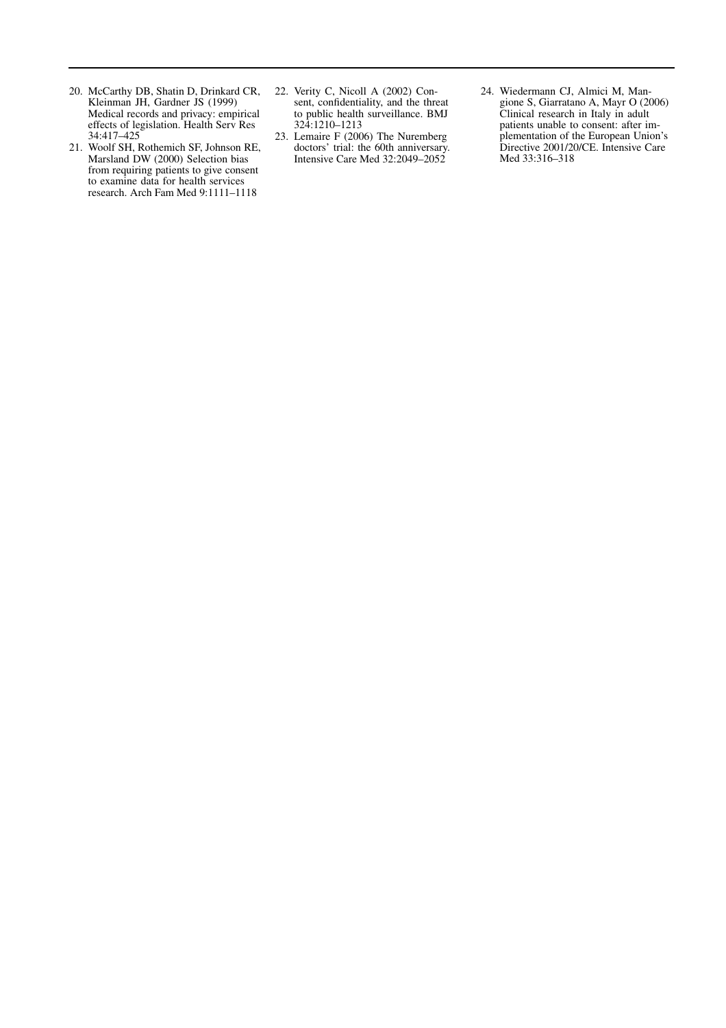20. McCarthy DB, Shatin D, Drinkard CR, Kleinman JH, Gardner JS (1999) Medical records and privacy: empirical effects of legislation. Health Serv Res 34:417–425
21. Woolf SH, Rothemich SF, Johnson RE, Marsland DW (2000) Selection bias from requiring patients to give consent to examine data for health services research. Arch Fam Med 9:1111–1118
22. Verity C, Nicoll A (2002) Consent, confidentiality, and the threat to public health surveillance. BMJ 324:1210–1213
23. Lemaire F (2006) The Nuremberg doctors' trial: the 60th anniversary. Intensive Care Med 32:2049–2052
24. Wiedermann CJ, Almici M, Mangione S, Giarratano A, Mayr O (2006) Clinical research in Italy in adult patients unable to consent: after implementation of the European Union's Directive 2001/20/CE. Intensive Care Med 33:316–318